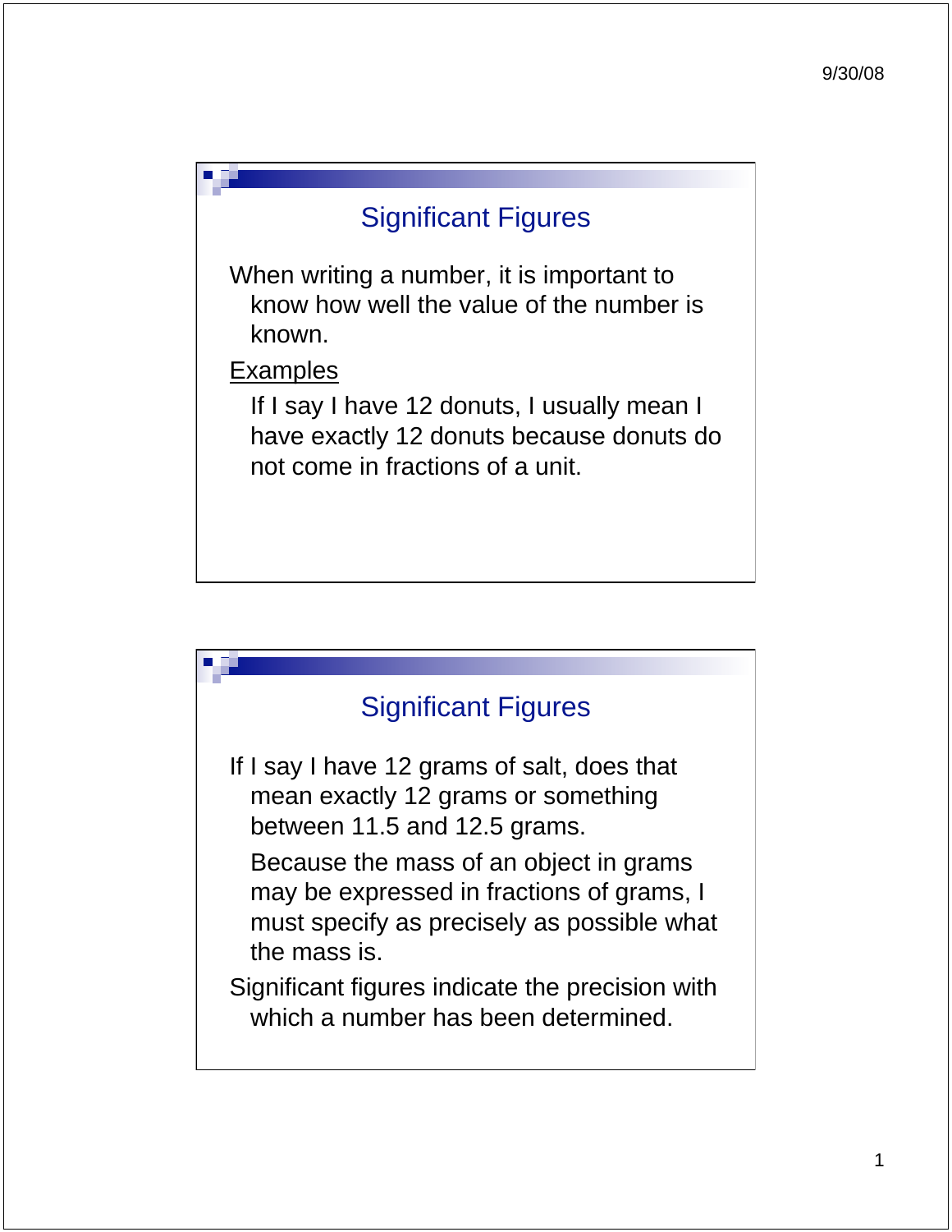## Significant Figures

When writing a number, it is important to know how well the value of the number is known.

Examples

If I say I have 12 donuts, I usually mean I have exactly 12 donuts because donuts do not come in fractions of a unit.

## Significant Figures

If I say I have 12 grams of salt, does that mean exactly 12 grams or something between 11.5 and 12.5 grams.

Because the mass of an object in grams may be expressed in fractions of grams, I must specify as precisely as possible what the mass is.

Significant figures indicate the precision with which a number has been determined.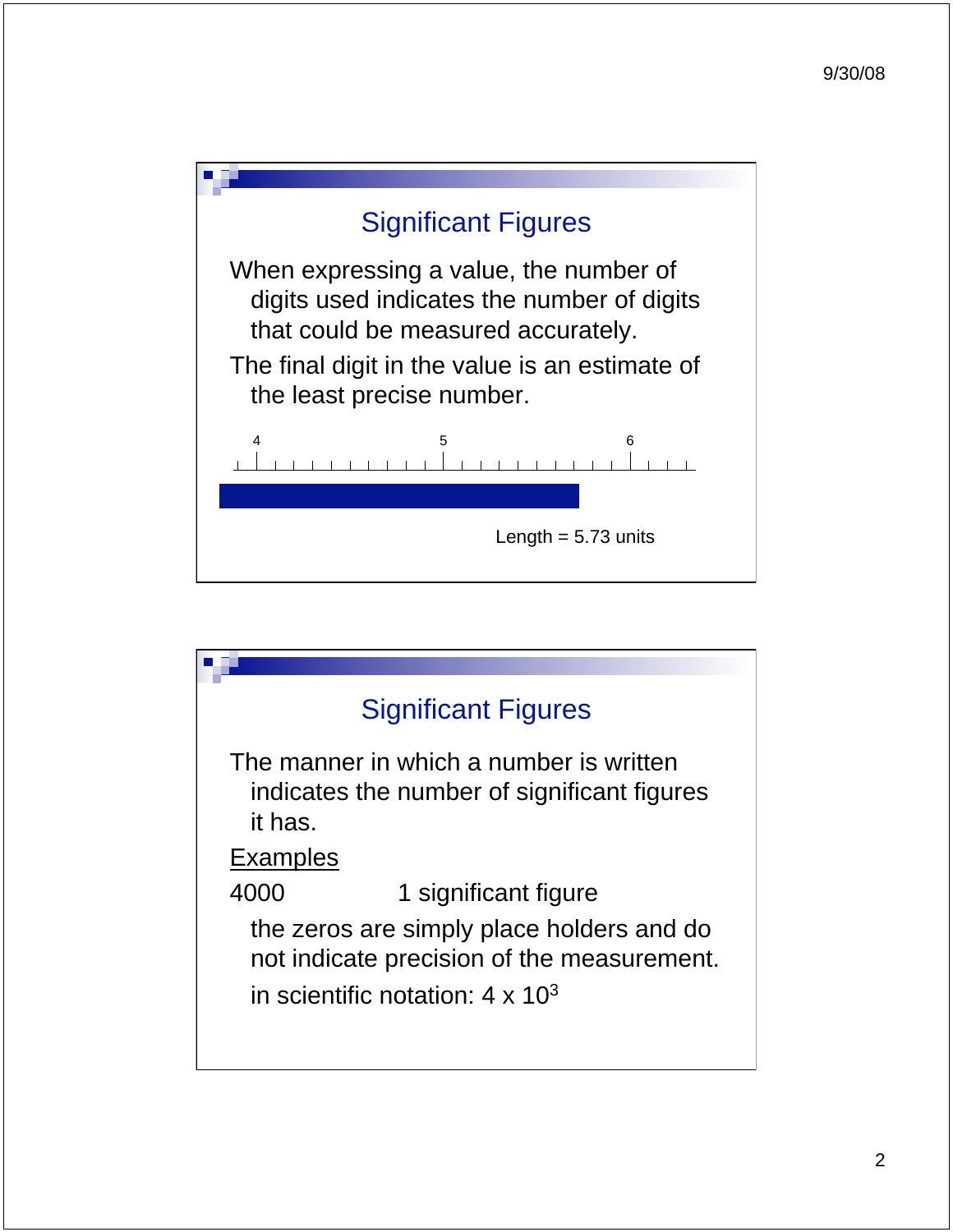## Significant Figures

When expressing a value, the number of digits used indicates the number of digits that could be measured accurately.

The final digit in the value is an estimate of the least precise number.

4 5 6

Length = 5.73 units

## Significant Figures

The manner in which a number is written indicates the number of significant figures it has.

Examples

4000 1 significant figure

the zeros are simply place holders and do not indicate precision of the measurement.

in scientific notation: $4 \times 10^3$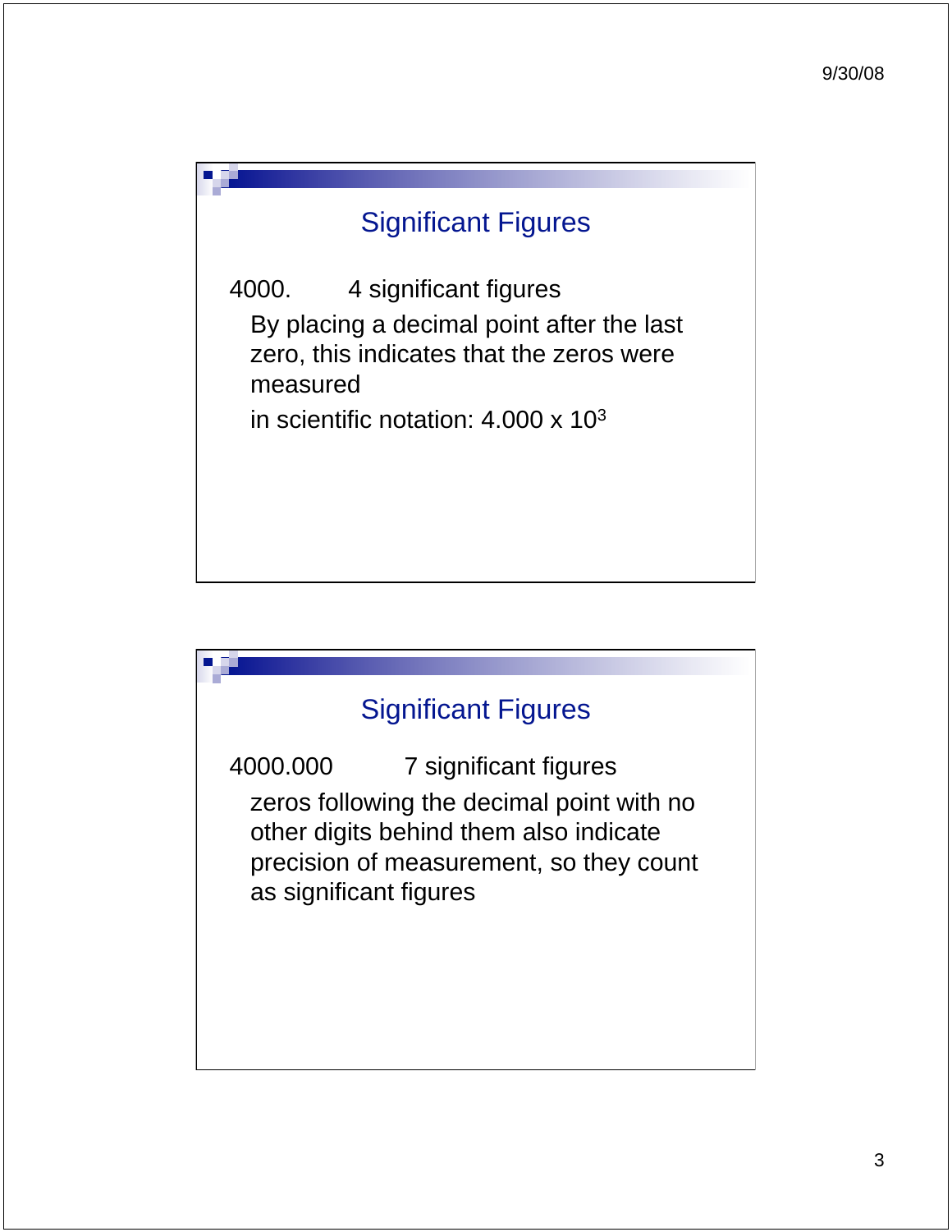## Significant Figures

4000.    4 significant figures

By placing a decimal point after the last zero, this indicates that the zeros were measured

in scientific notation: $4.000 \times 10^3$

## Significant Figures

4000.000    7 significant figures

zeros following the decimal point with no other digits behind them also indicate precision of measurement, so they count as significant figures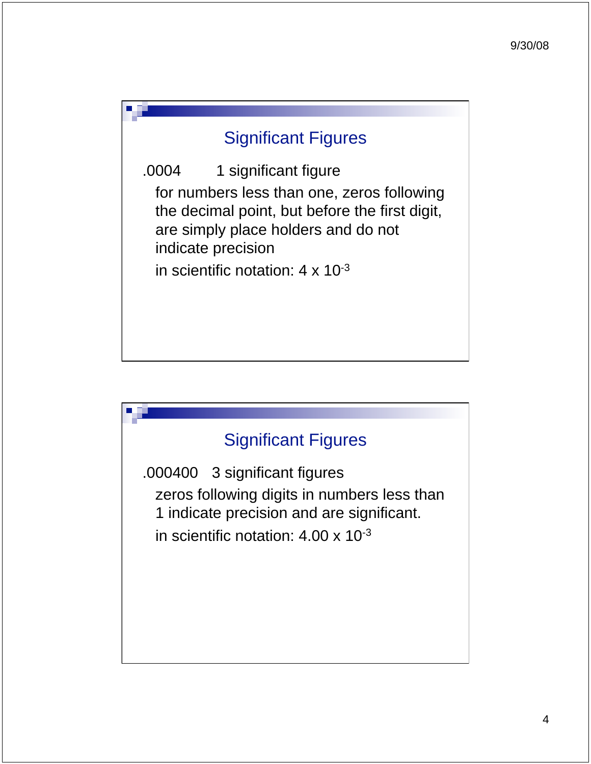## Significant Figures

.0004 1 significant figure

for numbers less than one, zeros following the decimal point, but before the first digit, are simply place holders and do not indicate precision

in scientific notation: $4 \times 10^{-3}$

## Significant Figures

.000400 3 significant figures

zeros following digits in numbers less than 1 indicate precision and are significant.

in scientific notation: $4.00 \times 10^{-3}$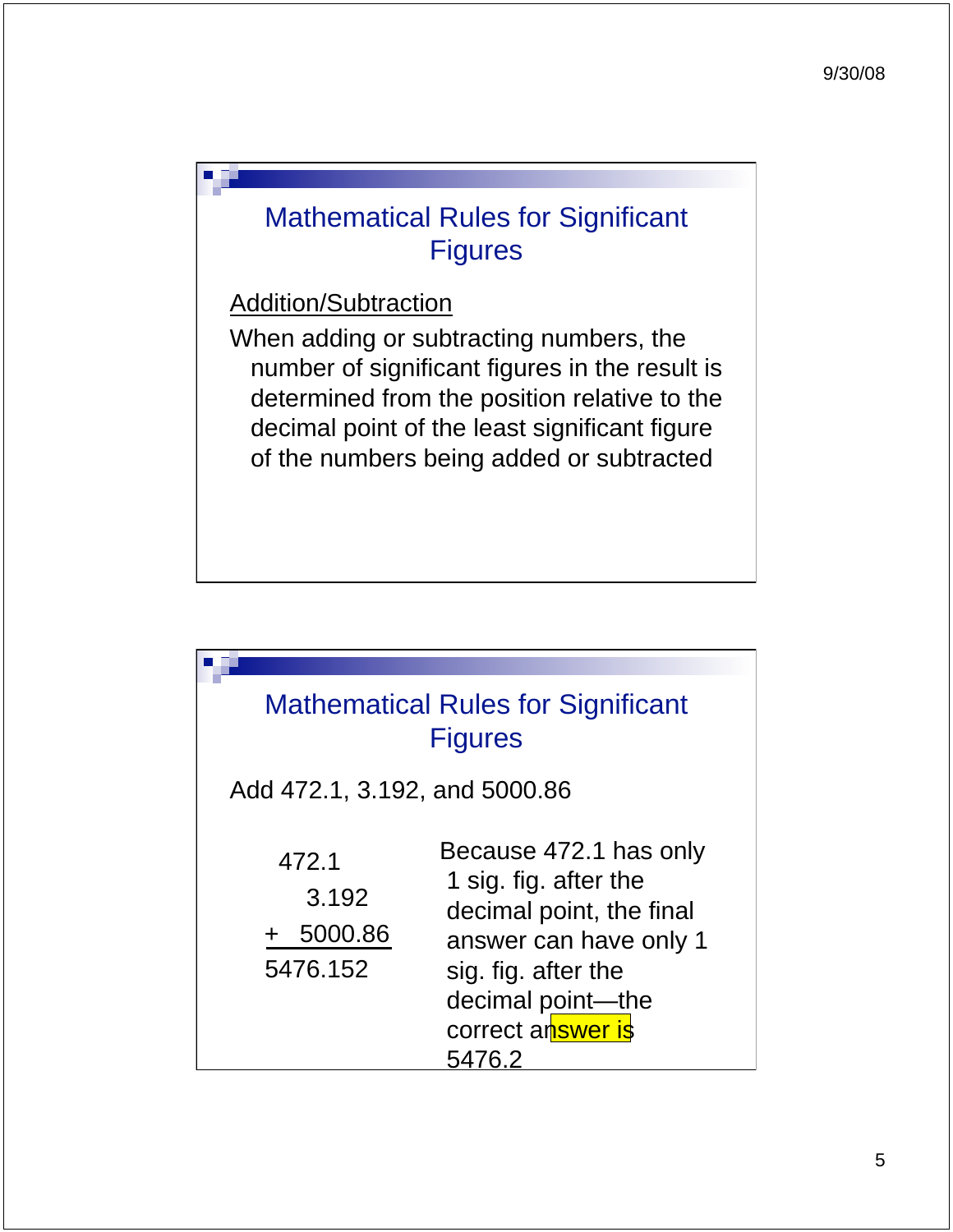## Mathematical Rules for Significant Figures

<u>Addition/Subtraction</u>

When adding or subtracting numbers, the number of significant figures in the result is determined from the position relative to the decimal point of the least significant figure of the numbers being added or subtracted

## Mathematical Rules for Significant Figures

Add 472.1, 3.192, and 5000.86

```
   472.1
     3.192
+ 5000.86
  5476.152
```

Because 472.1 has only 1 sig. fig. after the decimal point, the final answer can have only 1 sig. fig. after the decimal point—the correct answer is 5476.2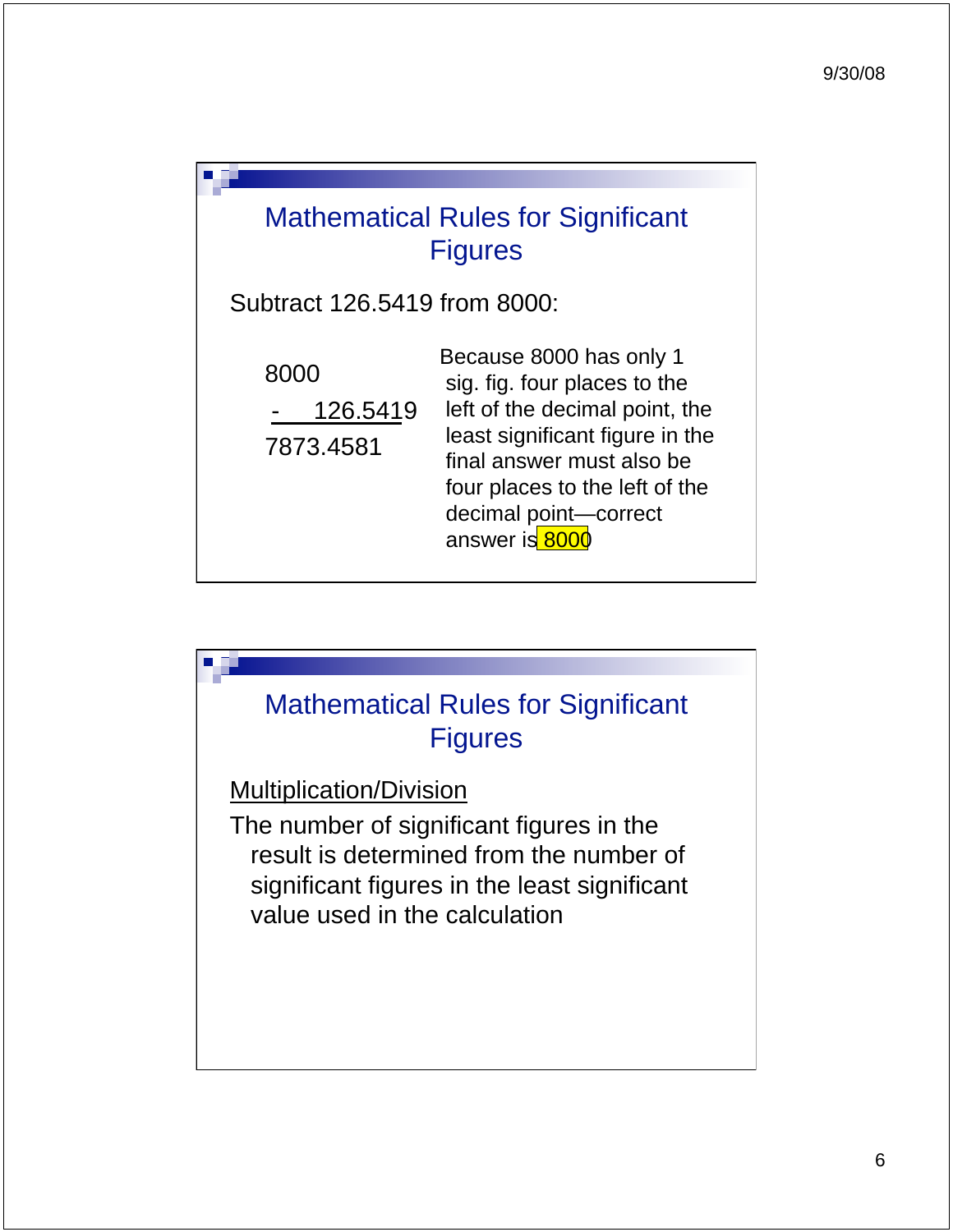## Mathematical Rules for Significant Figures

Subtract 126.5419 from 8000:

```
  8000
-  126.5419
  7873.4581
```

Because 8000 has only 1 sig. fig. four places to the left of the decimal point, the least significant figure in the final answer must also be four places to the left of the decimal point—correct answer is 8000

## Mathematical Rules for Significant Figures

<u>Multiplication/Division</u>

The number of significant figures in the result is determined from the number of significant figures in the least significant value used in the calculation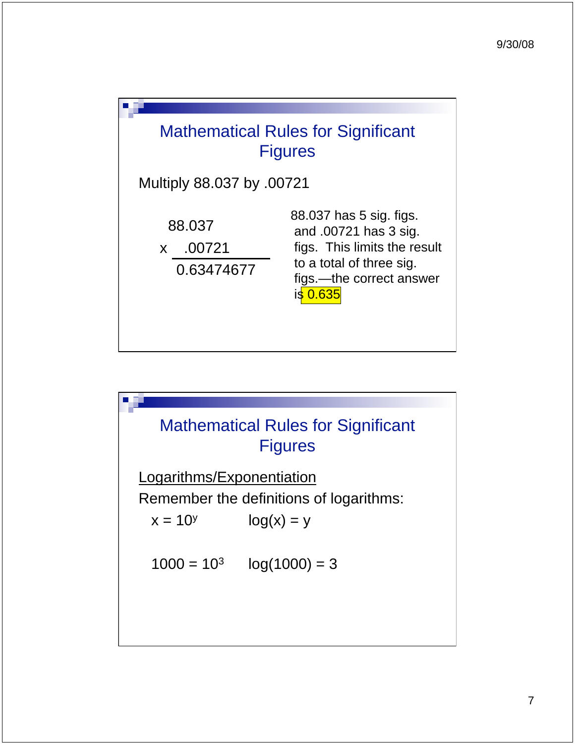## Mathematical Rules for Significant Figures

Multiply 88.037 by .00721

$$
\begin{array}{r}
88.037 \\
\times \quad .00721 \\
\hline
0.63474677
\end{array}
$$

88.037 has 5 sig. figs. and .00721 has 3 sig. figs. This limits the result to a total of three sig. figs.—the correct answer is **0.635**

## Mathematical Rules for Significant Figures

Logarithms/Exponentiation

Remember the definitions of logarithms:

$x = 10^y \qquad \log(x) = y$

$1000 = 10^3 \qquad \log(1000) = 3$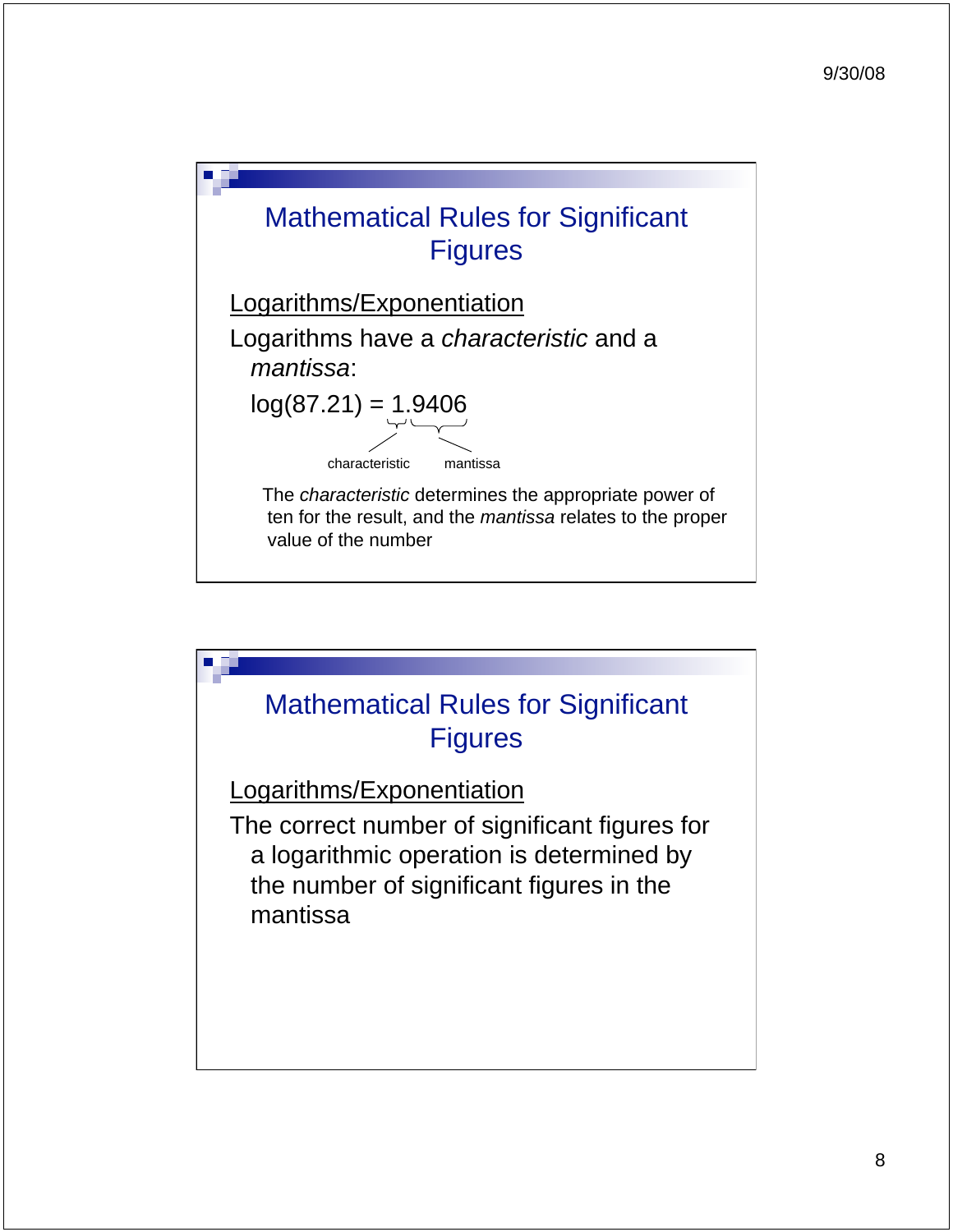## Mathematical Rules for Significant Figures

Logarithms/Exponentiation

Logarithms have a *characteristic* and a *mantissa*:

$\log(87.21) = 1.9406$

characteristic (1) — mantissa (9406)

The *characteristic* determines the appropriate power of ten for the result, and the *mantissa* relates to the proper value of the number

## Mathematical Rules for Significant Figures

Logarithms/Exponentiation

The correct number of significant figures for a logarithmic operation is determined by the number of significant figures in the mantissa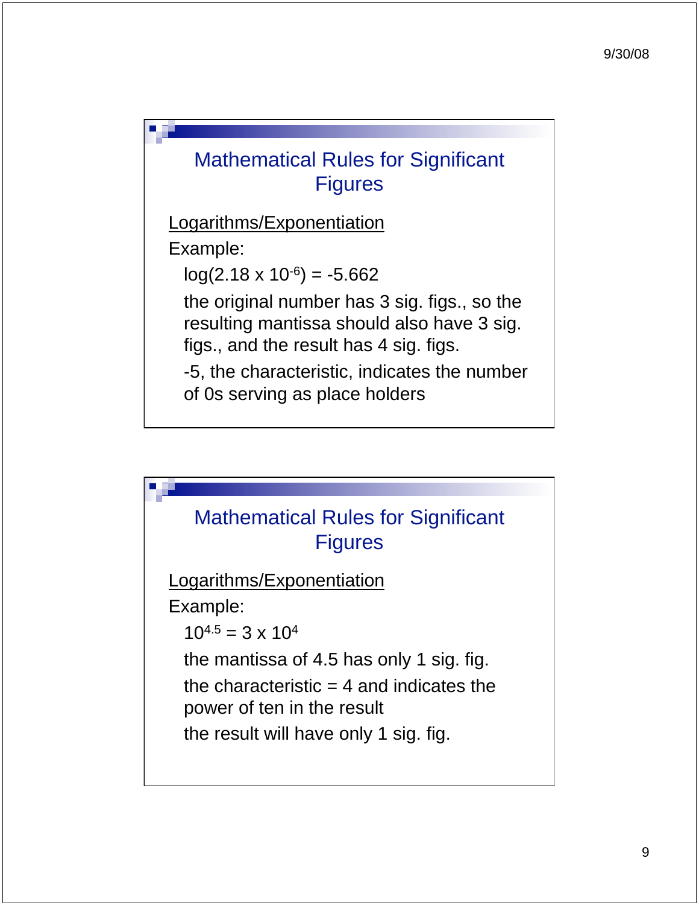## Mathematical Rules for Significant Figures

Logarithms/Exponentiation

Example:

$\log(2.18 \times 10^{-6}) = -5.662$

the original number has 3 sig. figs., so the resulting mantissa should also have 3 sig. figs., and the result has 4 sig. figs.

-5, the characteristic, indicates the number of 0s serving as place holders

## Mathematical Rules for Significant Figures

Logarithms/Exponentiation

Example:

$10^{4.5} = 3 \times 10^{4}$

the mantissa of 4.5 has only 1 sig. fig.

the characteristic = 4 and indicates the power of ten in the result

the result will have only 1 sig. fig.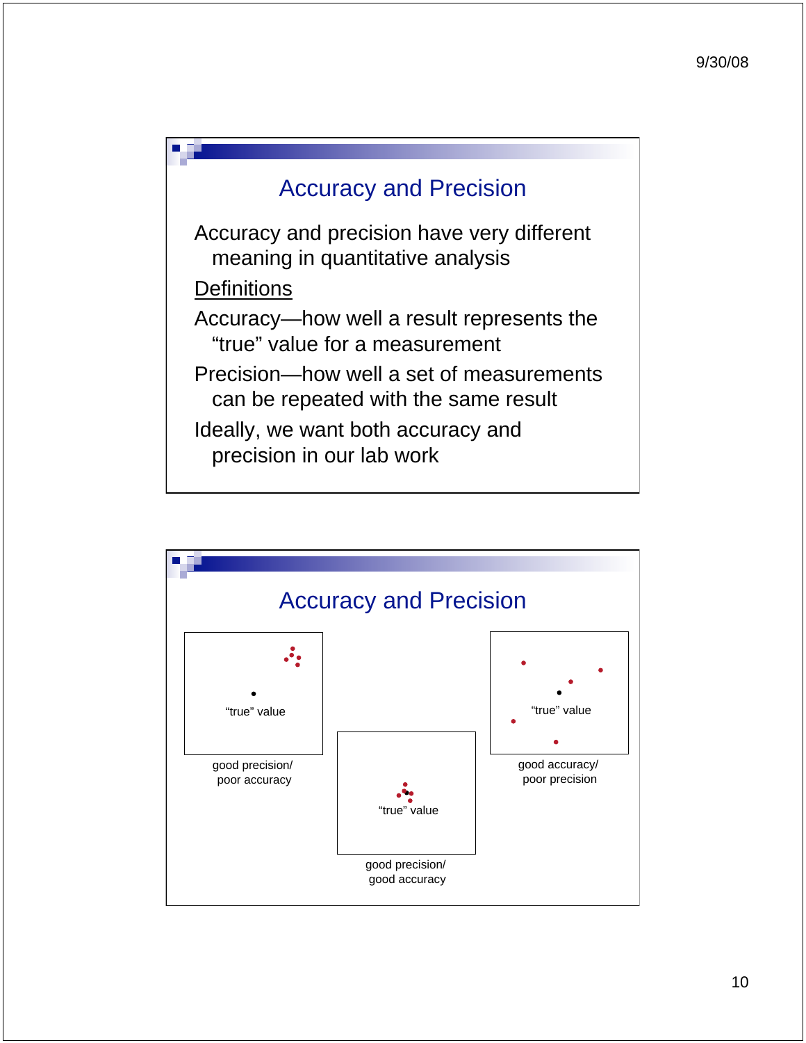## Accuracy and Precision

Accuracy and precision have very different meaning in quantitative analysis

Definitions

Accuracy—how well a result represents the "true" value for a measurement

Precision—how well a set of measurements can be repeated with the same result

Ideally, we want both accuracy and precision in our lab work

## Accuracy and Precision

"true" value

good precision/
poor accuracy

"true" value

good precision/
good accuracy

"true" value

good accuracy/
poor precision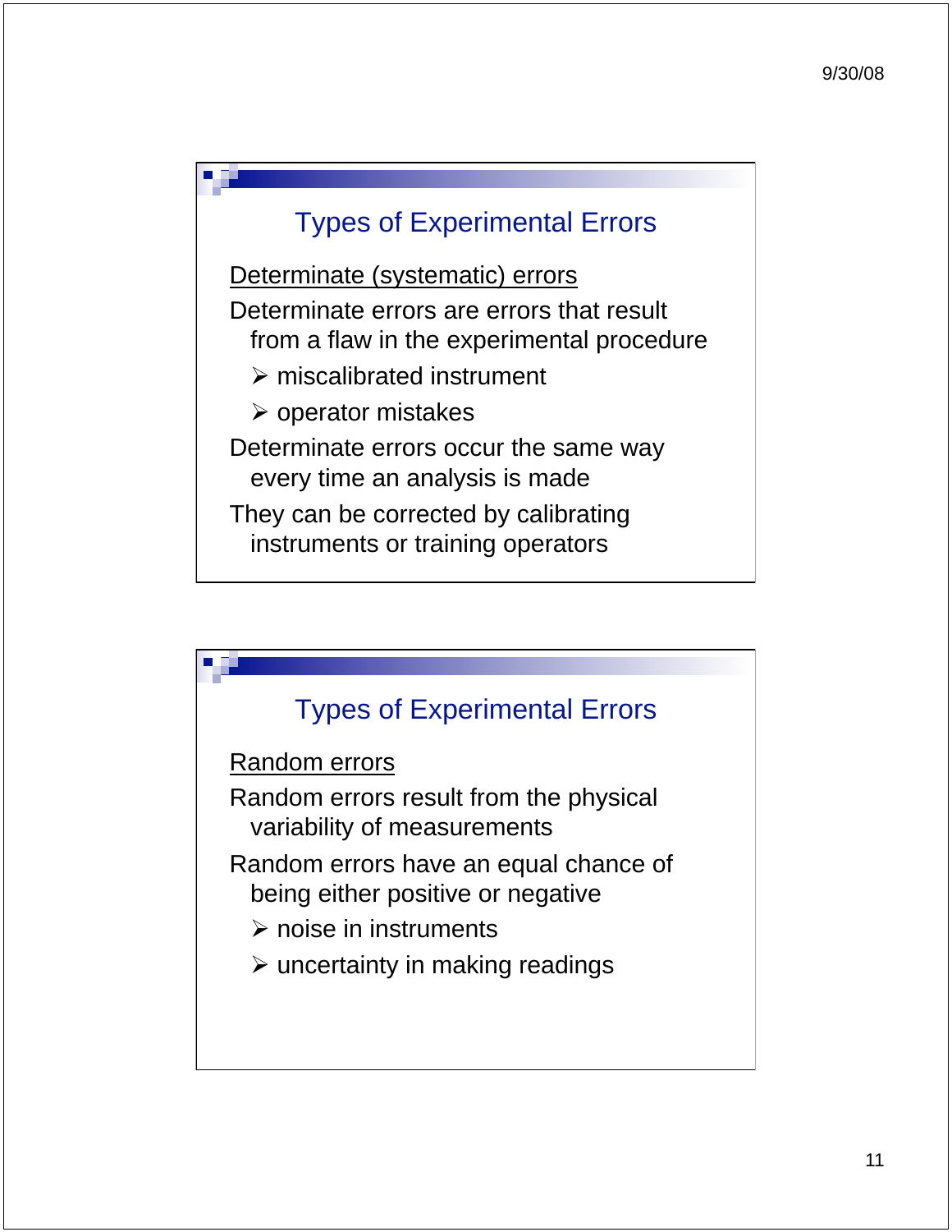## Types of Experimental Errors

Determinate (systematic) errors

Determinate errors are errors that result from a flaw in the experimental procedure

- miscalibrated instrument
- operator mistakes

Determinate errors occur the same way every time an analysis is made

They can be corrected by calibrating instruments or training operators

## Types of Experimental Errors

Random errors

Random errors result from the physical variability of measurements

Random errors have an equal chance of being either positive or negative

- noise in instruments
- uncertainty in making readings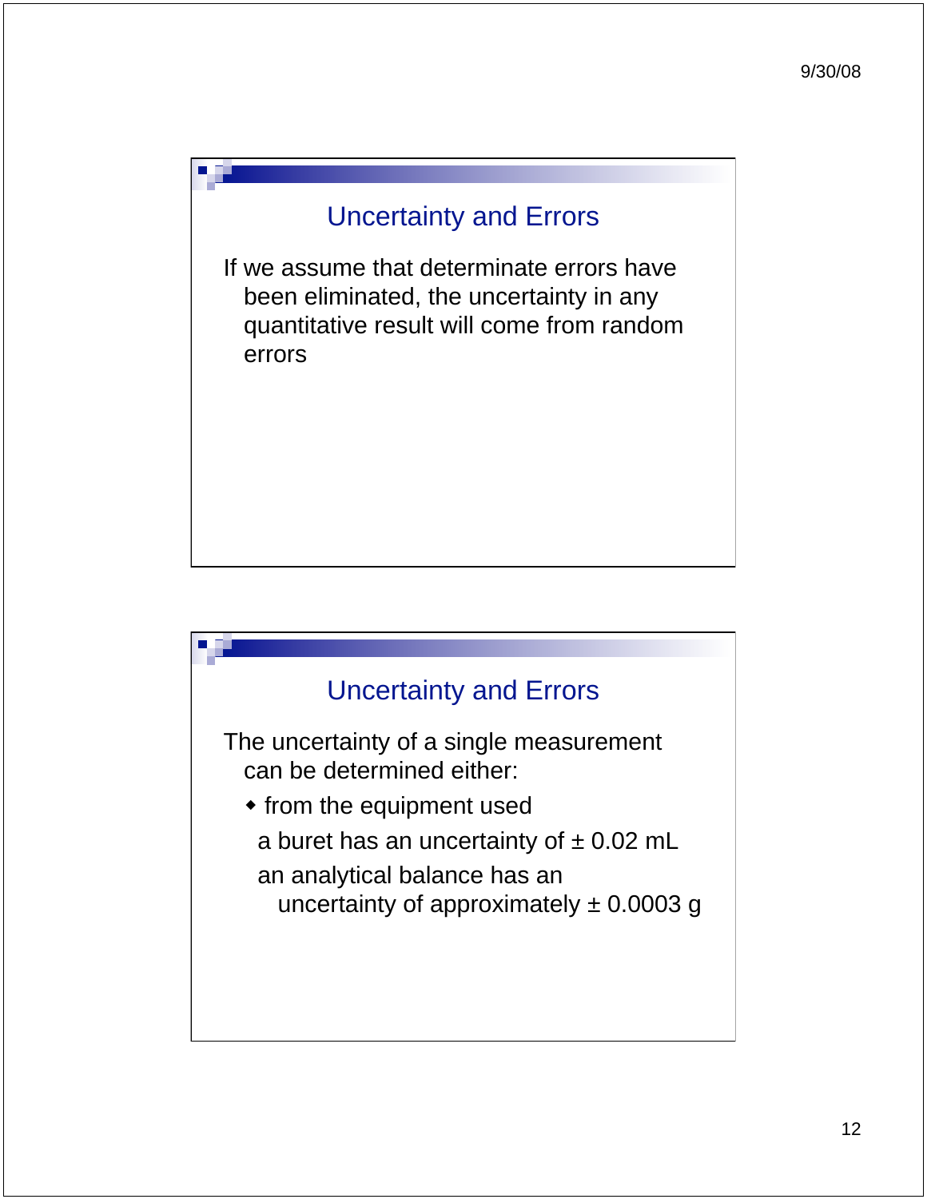## Uncertainty and Errors

If we assume that determinate errors have been eliminated, the uncertainty in any quantitative result will come from random errors

## Uncertainty and Errors

The uncertainty of a single measurement can be determined either:

- from the equipment used

  a buret has an uncertainty of ± 0.02 mL

  an analytical balance has an uncertainty of approximately ± 0.0003 g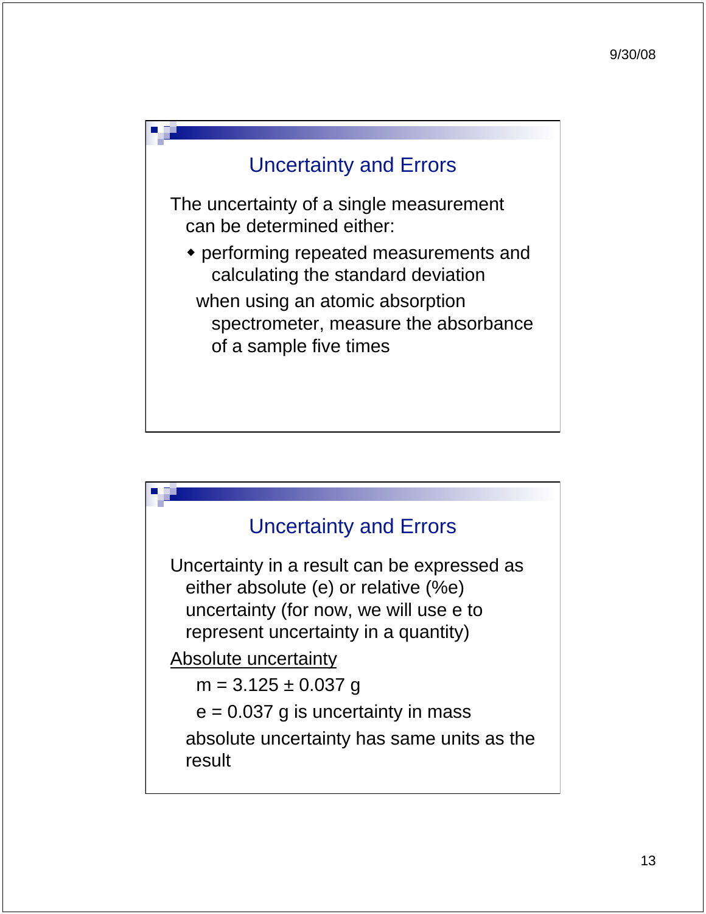## Uncertainty and Errors

The uncertainty of a single measurement can be determined either:

- performing repeated measurements and calculating the standard deviation

  when using an atomic absorption spectrometer, measure the absorbance of a sample five times

## Uncertainty and Errors

Uncertainty in a result can be expressed as either absolute (e) or relative (%e) uncertainty (for now, we will use e to represent uncertainty in a quantity)

<u>Absolute uncertainty</u>

$m = 3.125 \pm 0.037$ g

$e = 0.037$ g is uncertainty in mass

absolute uncertainty has same units as the result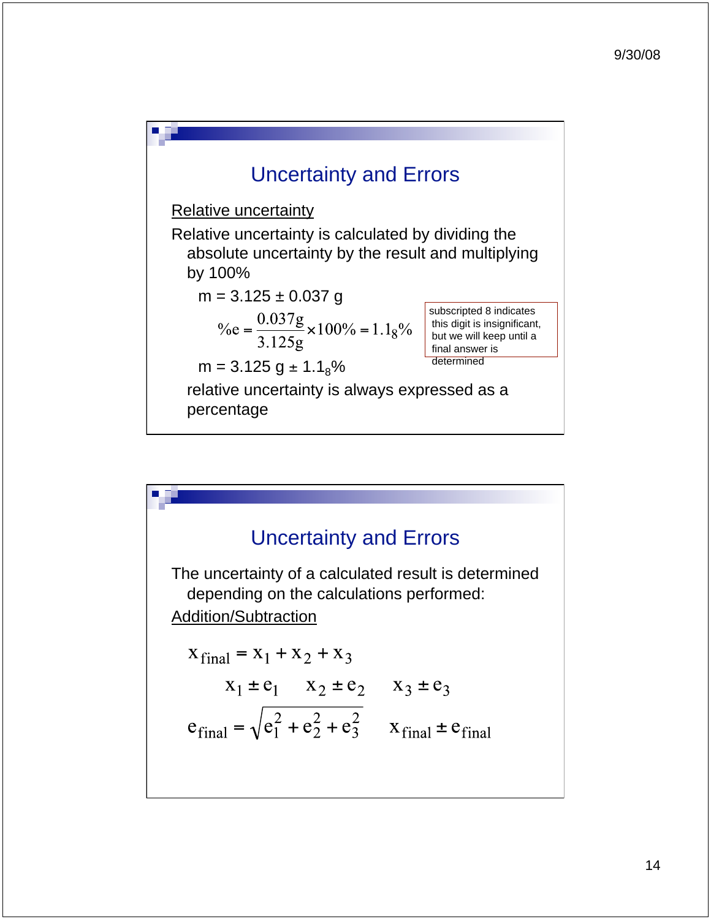## Uncertainty and Errors

Relative uncertainty

Relative uncertainty is calculated by dividing the absolute uncertainty by the result and multiplying by 100%

m = 3.125 ± 0.037 g

$$\%e = \frac{0.037\text{g}}{3.125\text{g}} \times 100\% = 1.1_8\%$$

subscripted 8 indicates this digit is insignificant, but we will keep until a final answer is determined

m = 3.125 g ± $1.1_8$%

relative uncertainty is always expressed as a percentage

## Uncertainty and Errors

The uncertainty of a calculated result is determined depending on the calculations performed:

Addition/Subtraction

$$x_{\text{final}} = x_1 + x_2 + x_3$$

$$x_1 \pm e_1 \qquad x_2 \pm e_2 \qquad x_3 \pm e_3$$

$$e_{\text{final}} = \sqrt{e_1^2 + e_2^2 + e_3^2} \qquad x_{\text{final}} \pm e_{\text{final}}$$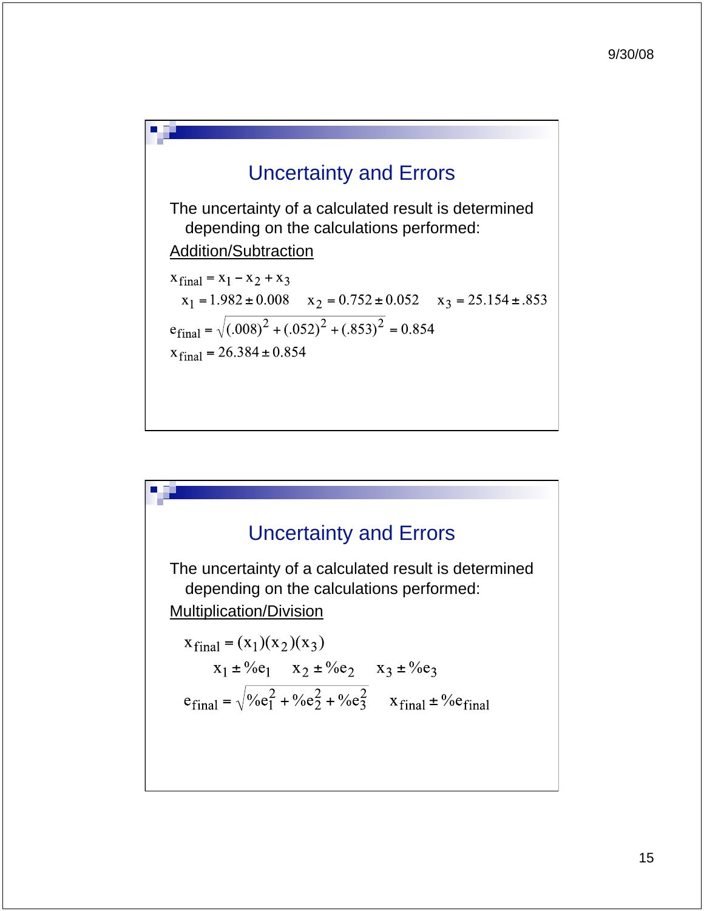## Uncertainty and Errors

The uncertainty of a calculated result is determined depending on the calculations performed:

Addition/Subtraction

$$x_{final} = x_1 - x_2 + x_3$$

$$x_1 = 1.982 \pm 0.008 \quad x_2 = 0.752 \pm 0.052 \quad x_3 = 25.154 \pm .853$$

$$e_{final} = \sqrt{(.008)^2 + (.052)^2 + (.853)^2} = 0.854$$

$$x_{final} = 26.384 \pm 0.854$$

## Uncertainty and Errors

The uncertainty of a calculated result is determined depending on the calculations performed:

Multiplication/Division

$$x_{final} = (x_1)(x_2)(x_3)$$

$$x_1 \pm \%e_1 \quad x_2 \pm \%e_2 \quad x_3 \pm \%e_3$$

$$e_{final} = \sqrt{\%e_1^2 + \%e_2^2 + \%e_3^2} \quad x_{final} \pm \%e_{final}$$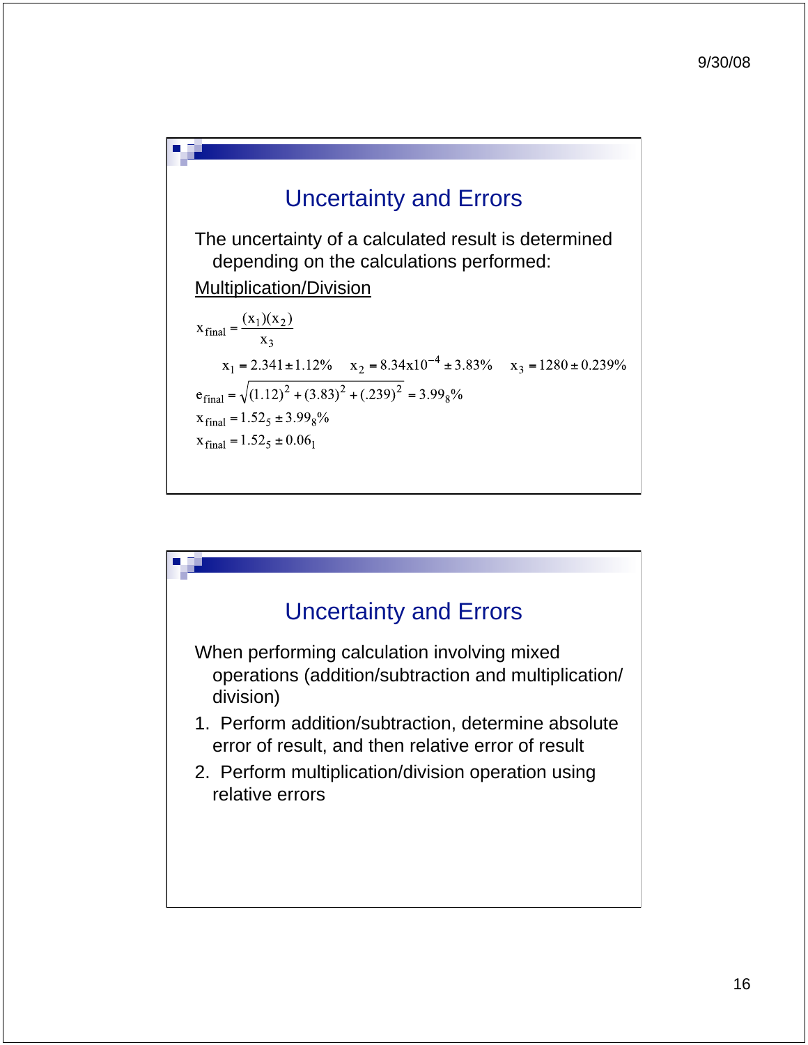## Uncertainty and Errors

The uncertainty of a calculated result is determined depending on the calculations performed:

Multiplication/Division

$$x_{final} = \frac{(x_1)(x_2)}{x_3}$$

$$x_1 = 2.341 \pm 1.12\% \quad x_2 = 8.34\text{x}10^{-4} \pm 3.83\% \quad x_3 = 1280 \pm 0.239\%$$

$$e_{final} = \sqrt{(1.12)^2 + (3.83)^2 + (.239)^2} = 3.99_8\%$$

$$x_{final} = 1.52_5 \pm 3.99_8\%$$

$$x_{final} = 1.52_5 \pm 0.06_1$$

## Uncertainty and Errors

When performing calculation involving mixed operations (addition/subtraction and multiplication/division)

1. Perform addition/subtraction, determine absolute error of result, and then relative error of result
2. Perform multiplication/division operation using relative errors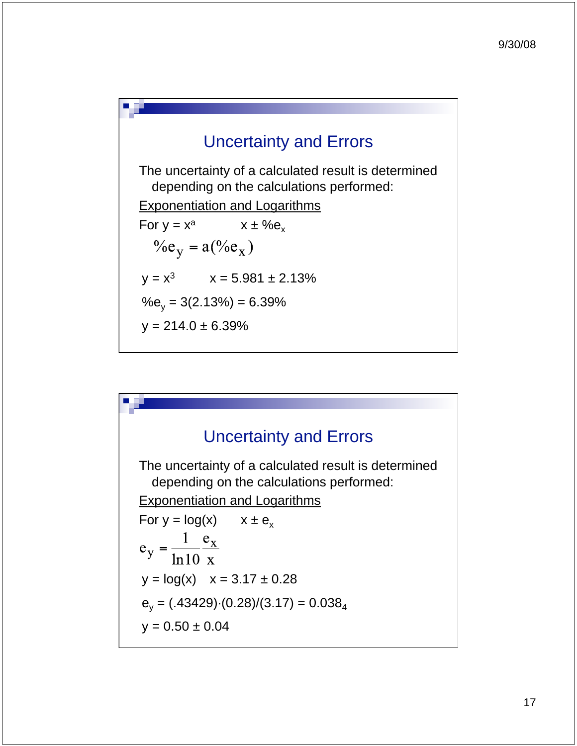## Uncertainty and Errors

The uncertainty of a calculated result is determined depending on the calculations performed:

<u>Exponentiation and Logarithms</u>

For $y = x^a$ $\quad x \pm \%e_x$

$$\%e_y = a(\%e_x)$$

$y = x^3 \quad x = 5.981 \pm 2.13\%$

$\%e_y = 3(2.13\%) = 6.39\%$

$y = 214.0 \pm 6.39\%$

## Uncertainty and Errors

The uncertainty of a calculated result is determined depending on the calculations performed:

<u>Exponentiation and Logarithms</u>

For $y = \log(x)$ $\quad x \pm e_x$

$$e_y = \frac{1}{\ln 10} \frac{e_x}{x}$$

$y = \log(x) \quad x = 3.17 \pm 0.28$

$e_y = (.43429) \cdot (0.28)/(3.17) = 0.038_4$

$y = 0.50 \pm 0.04$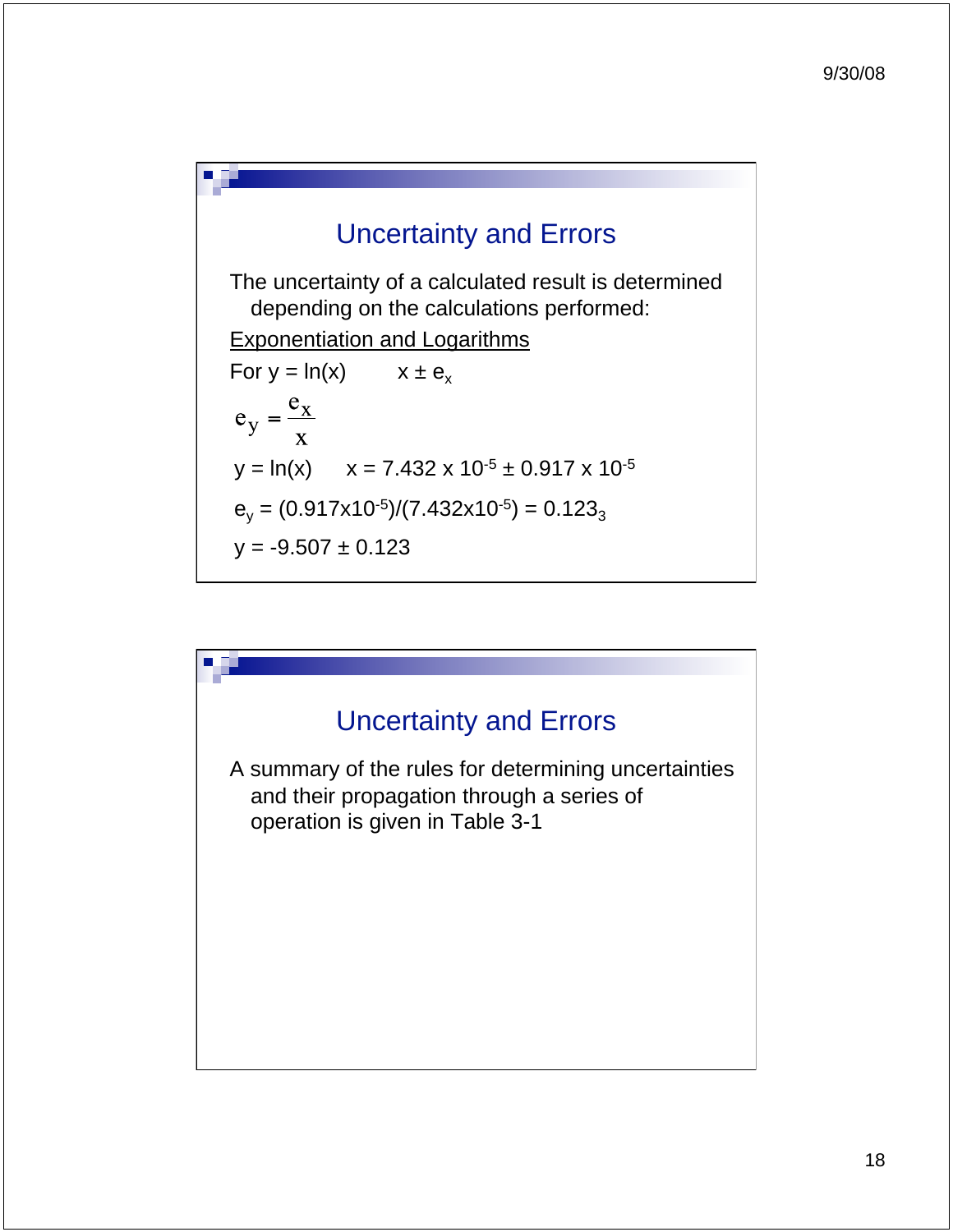## Uncertainty and Errors

The uncertainty of a calculated result is determined depending on the calculations performed:

<u>Exponentiation and Logarithms</u>

For $y = \ln(x)$ $\quad x \pm e_x$

$$e_y = \frac{e_x}{x}$$

$y = \ln(x)$ $\quad x = 7.432 \times 10^{-5} \pm 0.917 \times 10^{-5}$

$e_y = (0.917 \times 10^{-5})/(7.432 \times 10^{-5}) = 0.123_3$

$y = -9.507 \pm 0.123$

## Uncertainty and Errors

A summary of the rules for determining uncertainties and their propagation through a series of operation is given in Table 3-1